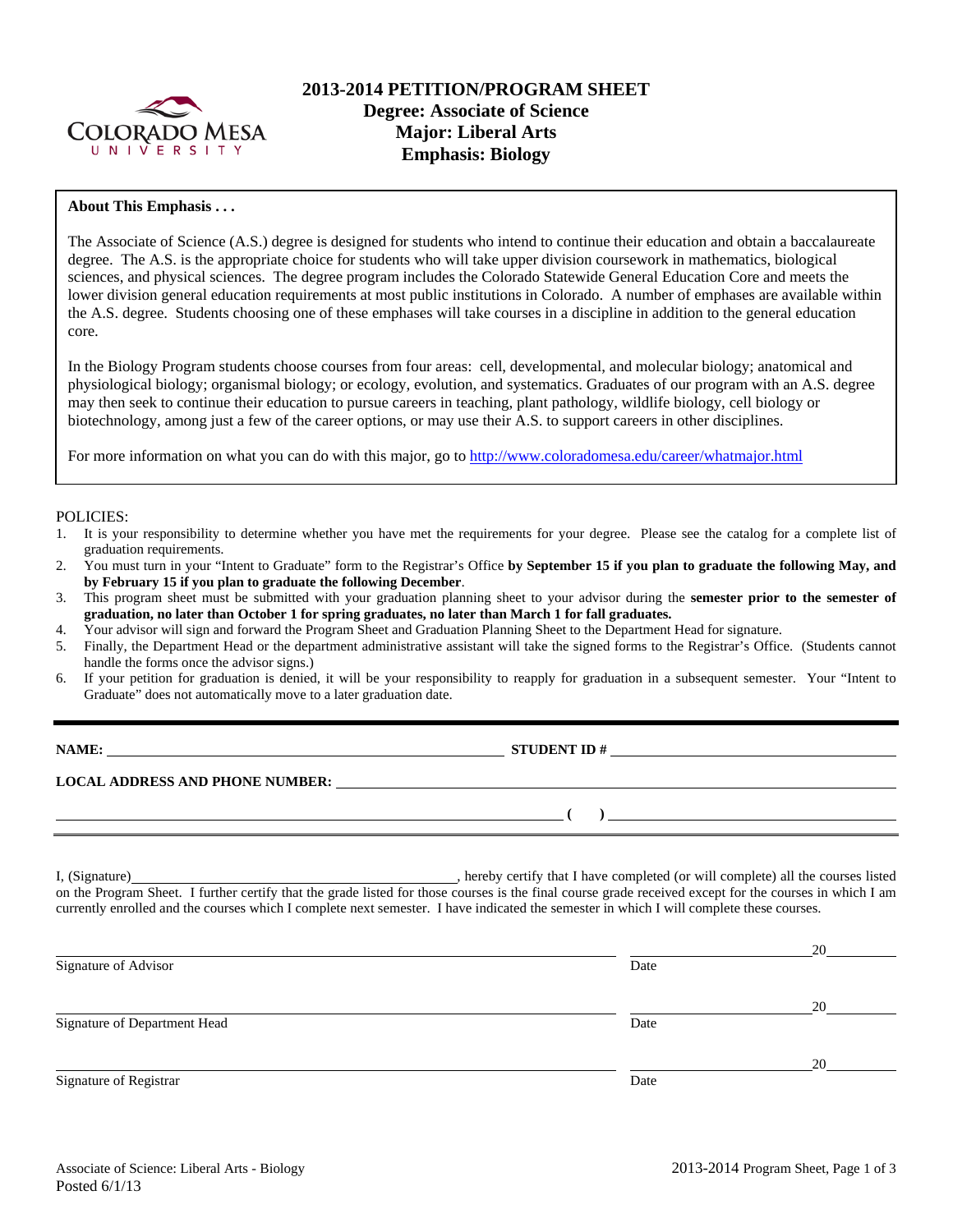# 2013-2014 PETITION/PROGRAM SHEET

## Degree: Associate of Science
## Major: Liberal Arts
## Emphasis: Biology

**About This Emphasis . . .**

The Associate of Science (A.S.) degree is designed for students who intend to continue their education and obtain a baccalaureate degree. The A.S. is the appropriate choice for students who will take upper division coursework in mathematics, biological sciences, and physical sciences. The degree program includes the Colorado Statewide General Education Core and meets the lower division general education requirements at most public institutions in Colorado. A number of emphases are available within the A.S. degree. Students choosing one of these emphases will take courses in a discipline in addition to the general education core.

In the Biology Program students choose courses from four areas: cell, developmental, and molecular biology; anatomical and physiological biology; organismal biology; or ecology, evolution, and systematics. Graduates of our program with an A.S. degree may then seek to continue their education to pursue careers in teaching, plant pathology, wildlife biology, cell biology or biotechnology, among just a few of the career options, or may use their A.S. to support careers in other disciplines.

For more information on what you can do with this major, go to http://www.coloradomesa.edu/career/whatmajor.html

POLICIES:

1. It is your responsibility to determine whether you have met the requirements for your degree. Please see the catalog for a complete list of graduation requirements.
2. You must turn in your "Intent to Graduate" form to the Registrar's Office **by September 15 if you plan to graduate the following May, and by February 15 if you plan to graduate the following December**.
3. This program sheet must be submitted with your graduation planning sheet to your advisor during the **semester prior to the semester of graduation, no later than October 1 for spring graduates, no later than March 1 for fall graduates.**
4. Your advisor will sign and forward the Program Sheet and Graduation Planning Sheet to the Department Head for signature.
5. Finally, the Department Head or the department administrative assistant will take the signed forms to the Registrar's Office. (Students cannot handle the forms once the advisor signs.)
6. If your petition for graduation is denied, it will be your responsibility to reapply for graduation in a subsequent semester. Your "Intent to Graduate" does not automatically move to a later graduation date.

**NAME:** ______________________________ **STUDENT ID #** ______________________________

**LOCAL ADDRESS AND PHONE NUMBER:** ______________________________

______________________________ **( )** ______________________________

I, (Signature)______________________________, hereby certify that I have completed (or will complete) all the courses listed on the Program Sheet. I further certify that the grade listed for those courses is the final course grade received except for the courses in which I am currently enrolled and the courses which I complete next semester. I have indicated the semester in which I will complete these courses.

______________________________ ______________ 20______
Signature of Advisor Date

______________________________ ______________ 20______
Signature of Department Head Date

______________________________ ______________ 20______
Signature of Registrar Date

Associate of Science: Liberal Arts - Biology
Posted 6/1/13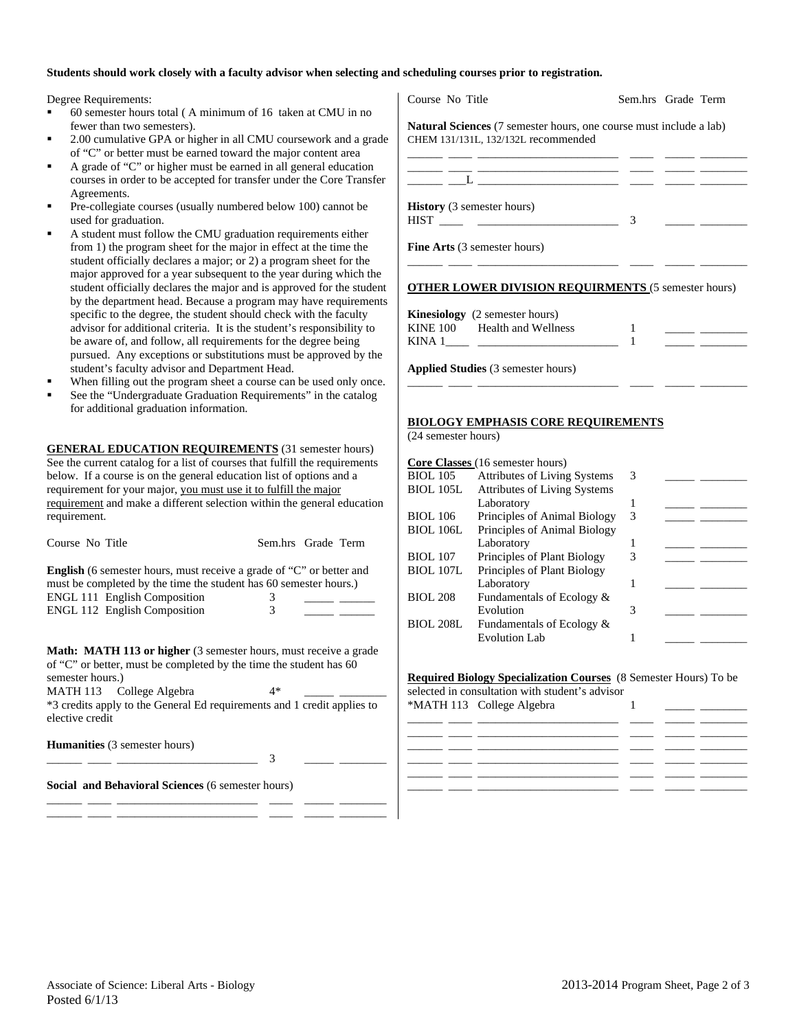**Students should work closely with a faculty advisor when selecting and scheduling courses prior to registration.**

Degree Requirements:

- 60 semester hours total ( A minimum of 16 taken at CMU in no fewer than two semesters).
- 2.00 cumulative GPA or higher in all CMU coursework and a grade of "C" or better must be earned toward the major content area
- A grade of "C" or higher must be earned in all general education courses in order to be accepted for transfer under the Core Transfer Agreements.
- Pre-collegiate courses (usually numbered below 100) cannot be used for graduation.
- A student must follow the CMU graduation requirements either from 1) the program sheet for the major in effect at the time the student officially declares a major; or 2) a program sheet for the major approved for a year subsequent to the year during which the student officially declares the major and is approved for the student by the department head. Because a program may have requirements specific to the degree, the student should check with the faculty advisor for additional criteria. It is the student's responsibility to be aware of, and follow, all requirements for the degree being pursued. Any exceptions or substitutions must be approved by the student's faculty advisor and Department Head.
- When filling out the program sheet a course can be used only once.
- See the "Undergraduate Graduation Requirements" in the catalog for additional graduation information.

**GENERAL EDUCATION REQUIREMENTS** (31 semester hours) See the current catalog for a list of courses that fulfill the requirements below. If a course is on the general education list of options and a requirement for your major, you must use it to fulfill the major requirement and make a different selection within the general education requirement.

| Course No | Title | Sem.hrs | Grade | Term |
|---|---|---|---|---|
| **English** (6 semester hours, must receive a grade of "C" or better and must be completed by the time the student has 60 semester hours.) | | | | |
| ENGL 111 | English Composition | 3 | _____ | ______ |
| ENGL 112 | English Composition | 3 | _____ | ______ |
| **Math: MATH 113 or higher** (3 semester hours, must receive a grade of "C" or better, must be completed by the time the student has 60 semester hours.) | | | | |
| MATH 113 | College Algebra | 4* | _____ | ________ |
| *3 credits apply to the General Ed requirements and 1 credit applies to elective credit | | | | |
| **Humanities** (3 semester hours) | | | | |
| ______ ____ | ________________________ | 3 | _____ | ________ |
| **Social and Behavioral Sciences** (6 semester hours) | | | | |
| ______ ____ | ________________________ | ____ | _____ | ________ |
| ______ ____ | ________________________ | ____ | _____ | ________ |
| **Natural Sciences** (7 semester hours, one course must include a lab) CHEM 131/131L, 132/132L recommended | | | | |
| ______ ____ | ________________________ | ____ | _____ | ________ |
| ______ ____ | ________________________ | ____ | _____ | ________ |
| ______ ___L | ________________________ | ____ | _____ | ________ |
| **History** (3 semester hours) | | | | |
| HIST ____ | ________________________ | 3 | _____ | ________ |
| **Fine Arts** (3 semester hours) | | | | |
| ______ ____ | ________________________ | ____ | _____ | ________ |

**OTHER LOWER DIVISION REQUIRMENTS** (5 semester hours)

| Course No | Title | Sem.hrs | Grade | Term |
|---|---|---|---|---|
| **Kinesiology** (2 semester hours) | | | | |
| KINE 100 | Health and Wellness | 1 | _____ | ________ |
| KINA 1____ | ________________________ | 1 | _____ | ________ |
| **Applied Studies** (3 semester hours) | | | | |
| ______ ____ | ________________________ | ____ | _____ | ________ |

**BIOLOGY EMPHASIS CORE REQUIREMENTS**
(24 semester hours)

**Core Classes** (16 semester hours)

| Course No | Title | Sem.hrs | Grade | Term |
|---|---|---|---|---|
| BIOL 105 | Attributes of Living Systems | 3 | _____ | ________ |
| BIOL 105L | Attributes of Living Systems Laboratory | 1 | _____ | ________ |
| BIOL 106 | Principles of Animal Biology | 3 | _____ | ________ |
| BIOL 106L | Principles of Animal Biology Laboratory | 1 | _____ | ________ |
| BIOL 107 | Principles of Plant Biology | 3 | _____ | ________ |
| BIOL 107L | Principles of Plant Biology Laboratory | 1 | _____ | ________ |
| BIOL 208 | Fundamentals of Ecology & Evolution | 3 | _____ | ________ |
| BIOL 208L | Fundamentals of Ecology & Evolution Lab | 1 | _____ | ________ |

**Required Biology Specialization Courses** (8 Semester Hours) To be selected in consultation with student's advisor

| Course No | Title | Sem.hrs | Grade | Term |
|---|---|---|---|---|
| *MATH 113 | College Algebra | 1 | _____ | ________ |
| ______ ____ | ________________________ | ____ | _____ | ________ |
| ______ ____ | ________________________ | ____ | _____ | ________ |
| ______ ____ | ________________________ | ____ | _____ | ________ |
| ______ ____ | ________________________ | ____ | _____ | ________ |
| ______ ____ | ________________________ | ____ | _____ | ________ |
| ______ ____ | ________________________ | ____ | _____ | ________ |

Associate of Science: Liberal Arts - Biology
Posted 6/1/13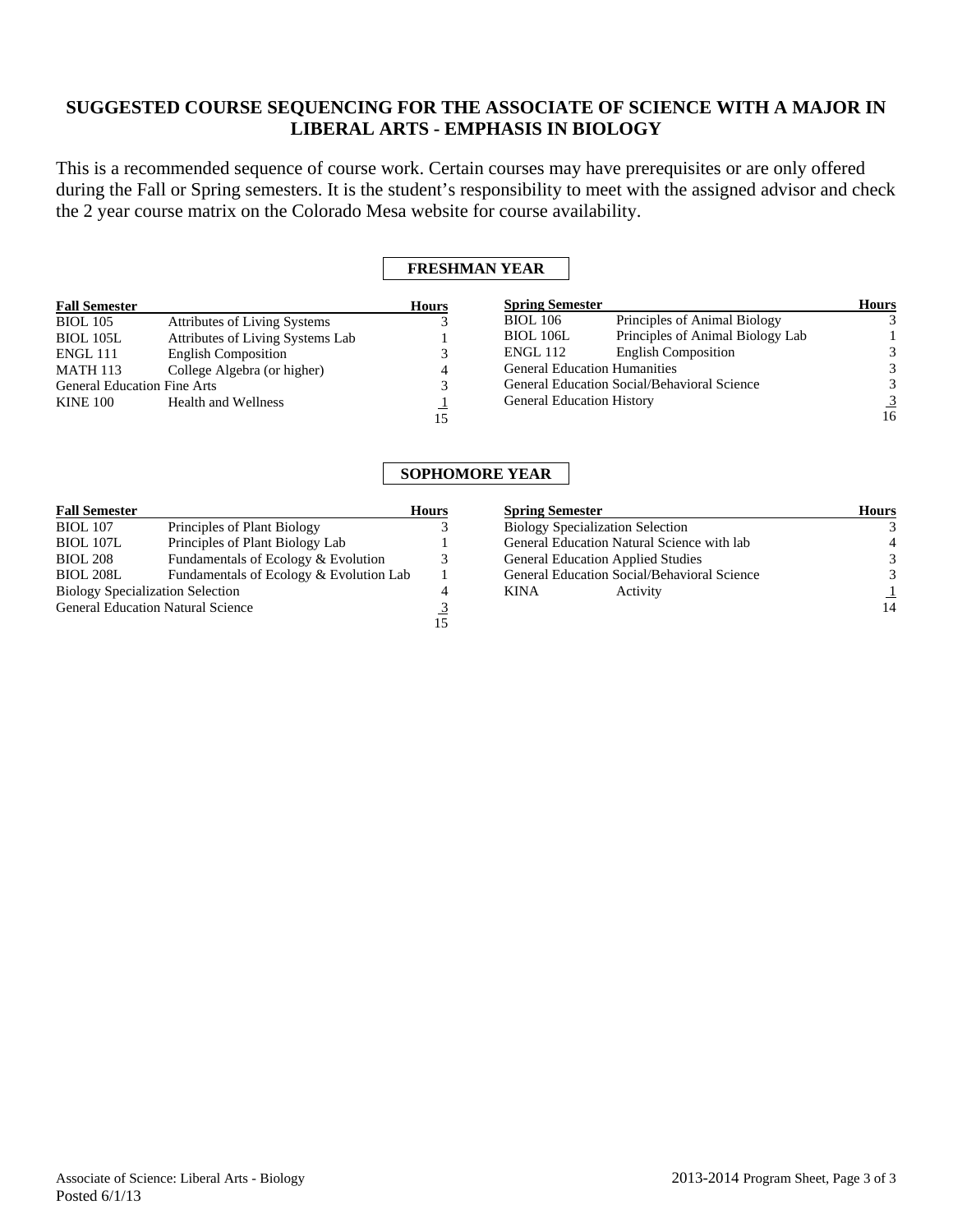# SUGGESTED COURSE SEQUENCING FOR THE ASSOCIATE OF SCIENCE WITH A MAJOR IN LIBERAL ARTS - EMPHASIS IN BIOLOGY

This is a recommended sequence of course work. Certain courses may have prerequisites or are only offered during the Fall or Spring semesters. It is the student's responsibility to meet with the assigned advisor and check the 2 year course matrix on the Colorado Mesa website for course availability.

## FRESHMAN YEAR

| Fall Semester | | Hours |
|---|---|---|
| BIOL 105 | Attributes of Living Systems | 3 |
| BIOL 105L | Attributes of Living Systems Lab | 1 |
| ENGL 111 | English Composition | 3 |
| MATH 113 | College Algebra (or higher) | 4 |
| General Education Fine Arts | | 3 |
| KINE 100 | Health and Wellness | 1 |
| | | 15 |

| Spring Semester | | Hours |
|---|---|---|
| BIOL 106 | Principles of Animal Biology | 3 |
| BIOL 106L | Principles of Animal Biology Lab | 1 |
| ENGL 112 | English Composition | 3 |
| General Education Humanities | | 3 |
| General Education Social/Behavioral Science | | 3 |
| General Education History | | 3 |
| | | 16 |

## SOPHOMORE YEAR

| Fall Semester | | Hours |
|---|---|---|
| BIOL 107 | Principles of Plant Biology | 3 |
| BIOL 107L | Principles of Plant Biology Lab | 1 |
| BIOL 208 | Fundamentals of Ecology & Evolution | 3 |
| BIOL 208L | Fundamentals of Ecology & Evolution Lab | 1 |
| Biology Specialization Selection | | 4 |
| General Education Natural Science | | 3 |
| | | 15 |

| Spring Semester | | Hours |
|---|---|---|
| Biology Specialization Selection | | 3 |
| General Education Natural Science with lab | | 4 |
| General Education Applied Studies | | 3 |
| General Education Social/Behavioral Science | | 3 |
| KINA | Activity | 1 |
| | | 14 |